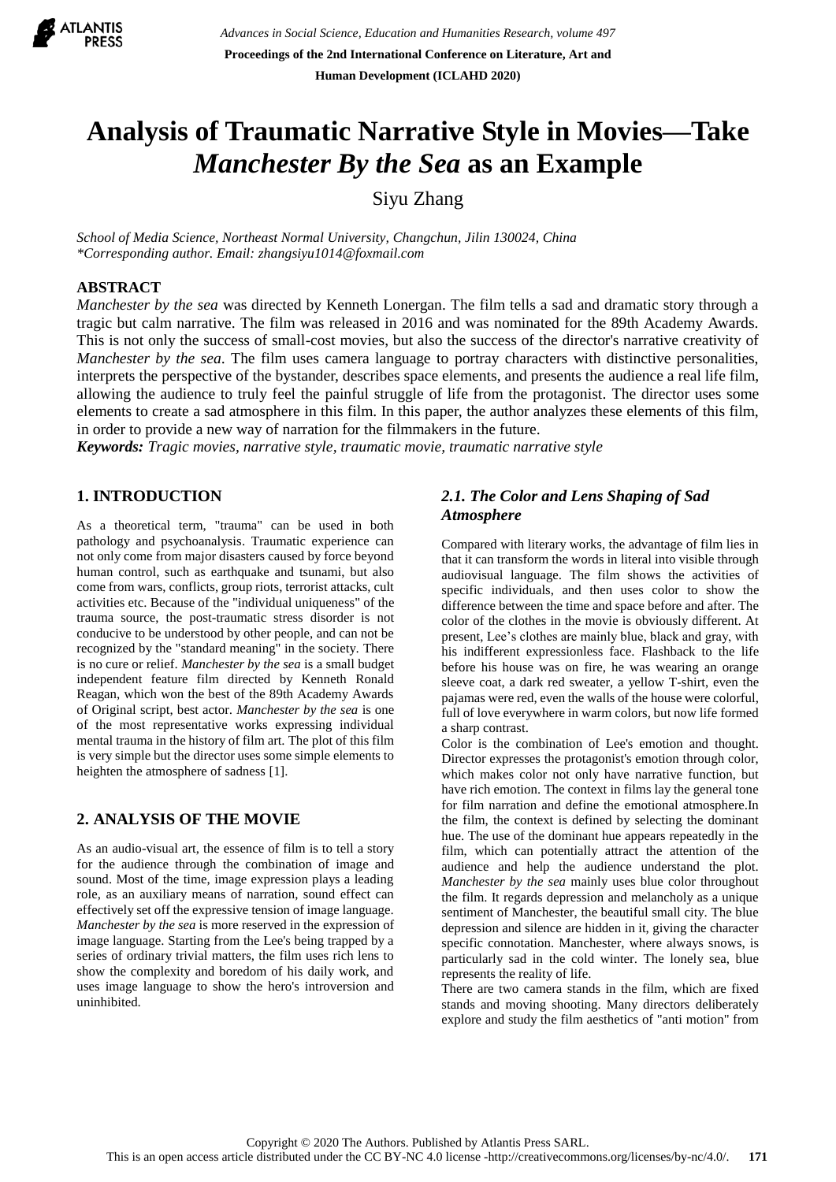# Analysis of Traumatic Narrative Style in Movies—Take *Manchester By the Sea* as an Example

Siyu Zhang

*School of Media Science, Northeast Normal University, Changchun, Jilin 130024, China*
*\*Corresponding author. Email: zhangsiyu1014@foxmail.com*

## ABSTRACT

*Manchester by the sea* was directed by Kenneth Lonergan. The film tells a sad and dramatic story through a tragic but calm narrative. The film was released in 2016 and was nominated for the 89th Academy Awards. This is not only the success of small-cost movies, but also the success of the director's narrative creativity of *Manchester by the sea*. The film uses camera language to portray characters with distinctive personalities, interprets the perspective of the bystander, describes space elements, and presents the audience a real life film, allowing the audience to truly feel the painful struggle of life from the protagonist. The director uses some elements to create a sad atmosphere in this film. In this paper, the author analyzes these elements of this film, in order to provide a new way of narration for the filmmakers in the future.

***Keywords:*** *Tragic movies, narrative style, traumatic movie, traumatic narrative style*

## 1. INTRODUCTION

As a theoretical term, "trauma" can be used in both pathology and psychoanalysis. Traumatic experience can not only come from major disasters caused by force beyond human control, such as earthquake and tsunami, but also come from wars, conflicts, group riots, terrorist attacks, cult activities etc. Because of the "individual uniqueness" of the trauma source, the post-traumatic stress disorder is not conducive to be understood by other people, and can not be recognized by the "standard meaning" in the society. There is no cure or relief. *Manchester by the sea* is a small budget independent feature film directed by Kenneth Ronald Reagan, which won the best of the 89th Academy Awards of Original script, best actor. *Manchester by the sea* is one of the most representative works expressing individual mental trauma in the history of film art. The plot of this film is very simple but the director uses some simple elements to heighten the atmosphere of sadness [1].

## 2. ANALYSIS OF THE MOVIE

As an audio-visual art, the essence of film is to tell a story for the audience through the combination of image and sound. Most of the time, image expression plays a leading role, as an auxiliary means of narration, sound effect can effectively set off the expressive tension of image language. *Manchester by the sea* is more reserved in the expression of image language. Starting from the Lee's being trapped by a series of ordinary trivial matters, the film uses rich lens to show the complexity and boredom of his daily work, and uses image language to show the hero's introversion and uninhibited.

### *2.1. The Color and Lens Shaping of Sad Atmosphere*

Compared with literary works, the advantage of film lies in that it can transform the words in literal into visible through audiovisual language. The film shows the activities of specific individuals, and then uses color to show the difference between the time and space before and after. The color of the clothes in the movie is obviously different. At present, Lee's clothes are mainly blue, black and gray, with his indifferent expressionless face. Flashback to the life before his house was on fire, he was wearing an orange sleeve coat, a dark red sweater, a yellow T-shirt, even the pajamas were red, even the walls of the house were colorful, full of love everywhere in warm colors, but now life formed a sharp contrast.

Color is the combination of Lee's emotion and thought. Director expresses the protagonist's emotion through color, which makes color not only have narrative function, but have rich emotion. The context in films lay the general tone for film narration and define the emotional atmosphere.In the film, the context is defined by selecting the dominant hue. The use of the dominant hue appears repeatedly in the film, which can potentially attract the attention of the audience and help the audience understand the plot. *Manchester by the sea* mainly uses blue color throughout the film. It regards depression and melancholy as a unique sentiment of Manchester, the beautiful small city. The blue depression and silence are hidden in it, giving the character specific connotation. Manchester, where always snows, is particularly sad in the cold winter. The lonely sea, blue represents the reality of life.

There are two camera stands in the film, which are fixed stands and moving shooting. Many directors deliberately explore and study the film aesthetics of "anti motion" from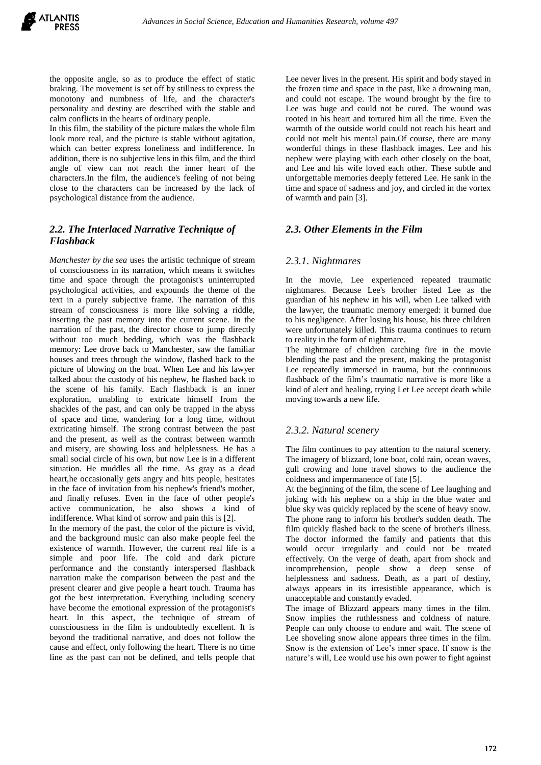the opposite angle, so as to produce the effect of static braking. The movement is set off by stillness to express the monotony and numbness of life, and the character's personality and destiny are described with the stable and calm conflicts in the hearts of ordinary people.

In this film, the stability of the picture makes the whole film look more real, and the picture is stable without agitation, which can better express loneliness and indifference. In addition, there is no subjective lens in this film, and the third angle of view can not reach the inner heart of the characters.In the film, the audience's feeling of not being close to the characters can be increased by the lack of psychological distance from the audience.

### *2.2. The Interlaced Narrative Technique of Flashback*

*Manchester by the sea* uses the artistic technique of stream of consciousness in its narration, which means it switches time and space through the protagonist's uninterrupted psychological activities, and expounds the theme of the text in a purely subjective frame. The narration of this stream of consciousness is more like solving a riddle, inserting the past memory into the current scene. In the narration of the past, the director chose to jump directly without too much bedding, which was the flashback memory: Lee drove back to Manchester, saw the familiar houses and trees through the window, flashed back to the picture of blowing on the boat. When Lee and his lawyer talked about the custody of his nephew, he flashed back to the scene of his family. Each flashback is an inner exploration, unabling to extricate himself from the shackles of the past, and can only be trapped in the abyss of space and time, wandering for a long time, without extricating himself. The strong contrast between the past and the present, as well as the contrast between warmth and misery, are showing loss and helplessness. He has a small social circle of his own, but now Lee is in a different situation. He muddles all the time. As gray as a dead heart,he occasionally gets angry and hits people, hesitates in the face of invitation from his nephew's friend's mother, and finally refuses. Even in the face of other people's active communication, he also shows a kind of indifference. What kind of sorrow and pain this is [2].

In the memory of the past, the color of the picture is vivid, and the background music can also make people feel the existence of warmth. However, the current real life is a simple and poor life. The cold and dark picture performance and the constantly interspersed flashback narration make the comparison between the past and the present clearer and give people a heart touch. Trauma has got the best interpretation. Everything including scenery have become the emotional expression of the protagonist's heart. In this aspect, the technique of stream of consciousness in the film is undoubtedly excellent. It is beyond the traditional narrative, and does not follow the cause and effect, only following the heart. There is no time line as the past can not be defined, and tells people that Lee never lives in the present. His spirit and body stayed in the frozen time and space in the past, like a drowning man, and could not escape. The wound brought by the fire to Lee was huge and could not be cured. The wound was rooted in his heart and tortured him all the time. Even the warmth of the outside world could not reach his heart and could not melt his mental pain.Of course, there are many wonderful things in these flashback images. Lee and his nephew were playing with each other closely on the boat, and Lee and his wife loved each other. These subtle and unforgettable memories deeply fettered Lee. He sank in the time and space of sadness and joy, and circled in the vortex of warmth and pain [3].

### *2.3. Other Elements in the Film*

#### *2.3.1. Nightmares*

In the movie, Lee experienced repeated traumatic nightmares. Because Lee's brother listed Lee as the guardian of his nephew in his will, when Lee talked with the lawyer, the traumatic memory emerged: it burned due to his negligence. After losing his house, his three children were unfortunately killed. This trauma continues to return to reality in the form of nightmare.

The nightmare of children catching fire in the movie blending the past and the present, making the protagonist Lee repeatedly immersed in trauma, but the continuous flashback of the film's traumatic narrative is more like a kind of alert and healing, trying Let Lee accept death while moving towards a new life.

#### *2.3.2. Natural scenery*

The film continues to pay attention to the natural scenery. The imagery of blizzard, lone boat, cold rain, ocean waves, gull crowing and lone travel shows to the audience the coldness and impermanence of fate [5].

At the beginning of the film, the scene of Lee laughing and joking with his nephew on a ship in the blue water and blue sky was quickly replaced by the scene of heavy snow. The phone rang to inform his brother's sudden death. The film quickly flashed back to the scene of brother's illness. The doctor informed the family and patients that this would occur irregularly and could not be treated effectively. On the verge of death, apart from shock and incomprehension, people show a deep sense of helplessness and sadness. Death, as a part of destiny, always appears in its irresistible appearance, which is unacceptable and constantly evaded.

The image of Blizzard appears many times in the film. Snow implies the ruthlessness and coldness of nature. People can only choose to endure and wait. The scene of Lee shoveling snow alone appears three times in the film. Snow is the extension of Lee's inner space. If snow is the nature's will, Lee would use his own power to fight against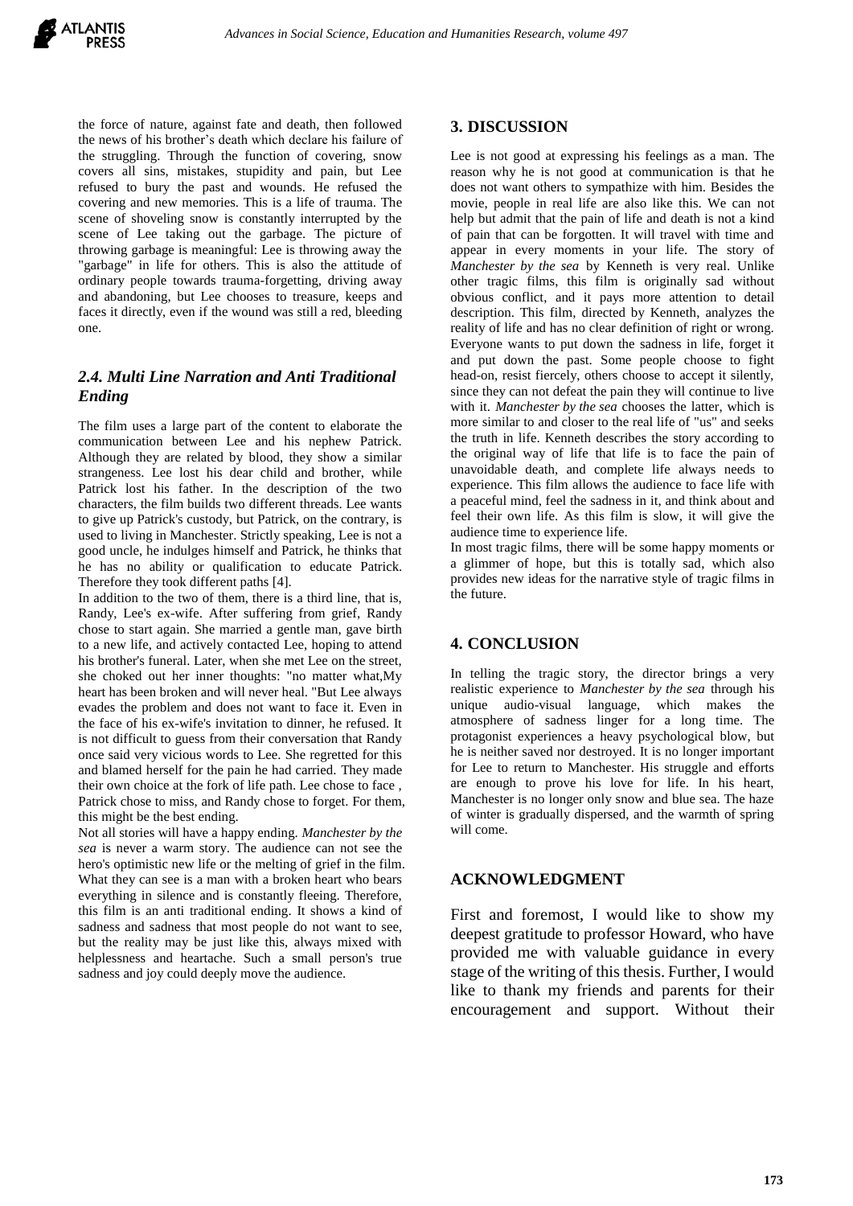the force of nature, against fate and death, then followed the news of his brother's death which declare his failure of the struggling. Through the function of covering, snow covers all sins, mistakes, stupidity and pain, but Lee refused to bury the past and wounds. He refused the covering and new memories. This is a life of trauma. The scene of shoveling snow is constantly interrupted by the scene of Lee taking out the garbage. The picture of throwing garbage is meaningful: Lee is throwing away the "garbage" in life for others. This is also the attitude of ordinary people towards trauma-forgetting, driving away and abandoning, but Lee chooses to treasure, keeps and faces it directly, even if the wound was still a red, bleeding one.

### *2.4. Multi Line Narration and Anti Traditional Ending*

The film uses a large part of the content to elaborate the communication between Lee and his nephew Patrick. Although they are related by blood, they show a similar strangeness. Lee lost his dear child and brother, while Patrick lost his father. In the description of the two characters, the film builds two different threads. Lee wants to give up Patrick's custody, but Patrick, on the contrary, is used to living in Manchester. Strictly speaking, Lee is not a good uncle, he indulges himself and Patrick, he thinks that he has no ability or qualification to educate Patrick. Therefore they took different paths [4].

In addition to the two of them, there is a third line, that is, Randy, Lee's ex-wife. After suffering from grief, Randy chose to start again. She married a gentle man, gave birth to a new life, and actively contacted Lee, hoping to attend his brother's funeral. Later, when she met Lee on the street, she choked out her inner thoughts: "no matter what,My heart has been broken and will never heal. "But Lee always evades the problem and does not want to face it. Even in the face of his ex-wife's invitation to dinner, he refused. It is not difficult to guess from their conversation that Randy once said very vicious words to Lee. She regretted for this and blamed herself for the pain he had carried. They made their own choice at the fork of life path. Lee chose to face , Patrick chose to miss, and Randy chose to forget. For them, this might be the best ending.

Not all stories will have a happy ending. *Manchester by the sea* is never a warm story. The audience can not see the hero's optimistic new life or the melting of grief in the film. What they can see is a man with a broken heart who bears everything in silence and is constantly fleeing. Therefore, this film is an anti traditional ending. It shows a kind of sadness and sadness that most people do not want to see, but the reality may be just like this, always mixed with helplessness and heartache. Such a small person's true sadness and joy could deeply move the audience.

## 3. DISCUSSION

Lee is not good at expressing his feelings as a man. The reason why he is not good at communication is that he does not want others to sympathize with him. Besides the movie, people in real life are also like this. We can not help but admit that the pain of life and death is not a kind of pain that can be forgotten. It will travel with time and appear in every moments in your life. The story of *Manchester by the sea* by Kenneth is very real. Unlike other tragic films, this film is originally sad without obvious conflict, and it pays more attention to detail description. This film, directed by Kenneth, analyzes the reality of life and has no clear definition of right or wrong. Everyone wants to put down the sadness in life, forget it and put down the past. Some people choose to fight head-on, resist fiercely, others choose to accept it silently, since they can not defeat the pain they will continue to live with it. *Manchester by the sea* chooses the latter, which is more similar to and closer to the real life of "us" and seeks the truth in life. Kenneth describes the story according to the original way of life that life is to face the pain of unavoidable death, and complete life always needs to experience. This film allows the audience to face life with a peaceful mind, feel the sadness in it, and think about and feel their own life. As this film is slow, it will give the audience time to experience life.

In most tragic films, there will be some happy moments or a glimmer of hope, but this is totally sad, which also provides new ideas for the narrative style of tragic films in the future.

## 4. CONCLUSION

In telling the tragic story, the director brings a very realistic experience to *Manchester by the sea* through his unique audio-visual language, which makes the atmosphere of sadness linger for a long time. The protagonist experiences a heavy psychological blow, but he is neither saved nor destroyed. It is no longer important for Lee to return to Manchester. His struggle and efforts are enough to prove his love for life. In his heart, Manchester is no longer only snow and blue sea. The haze of winter is gradually dispersed, and the warmth of spring will come.

## ACKNOWLEDGMENT

First and foremost, I would like to show my deepest gratitude to professor Howard, who have provided me with valuable guidance in every stage of the writing of this thesis. Further, I would like to thank my friends and parents for their encouragement and support. Without their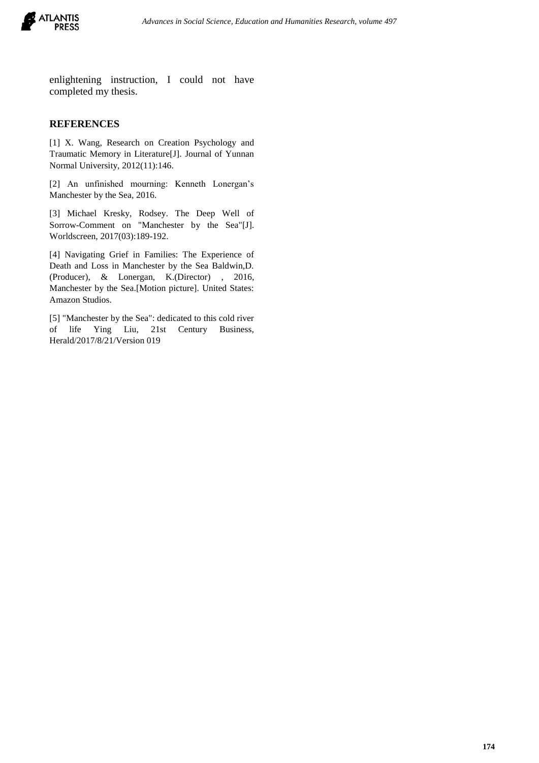enlightening instruction, I could not have completed my thesis.

## REFERENCES

[1] X. Wang, Research on Creation Psychology and Traumatic Memory in Literature[J]. Journal of Yunnan Normal University, 2012(11):146.

[2] An unfinished mourning: Kenneth Lonergan's Manchester by the Sea, 2016.

[3] Michael Kresky, Rodsey. The Deep Well of Sorrow-Comment on "Manchester by the Sea"[J]. Worldscreen, 2017(03):189-192.

[4] Navigating Grief in Families: The Experience of Death and Loss in Manchester by the Sea Baldwin,D. (Producer), & Lonergan, K.(Director) , 2016, Manchester by the Sea.[Motion picture]. United States: Amazon Studios.

[5] "Manchester by the Sea": dedicated to this cold river of life Ying Liu, 21st Century Business, Herald/2017/8/21/Version 019